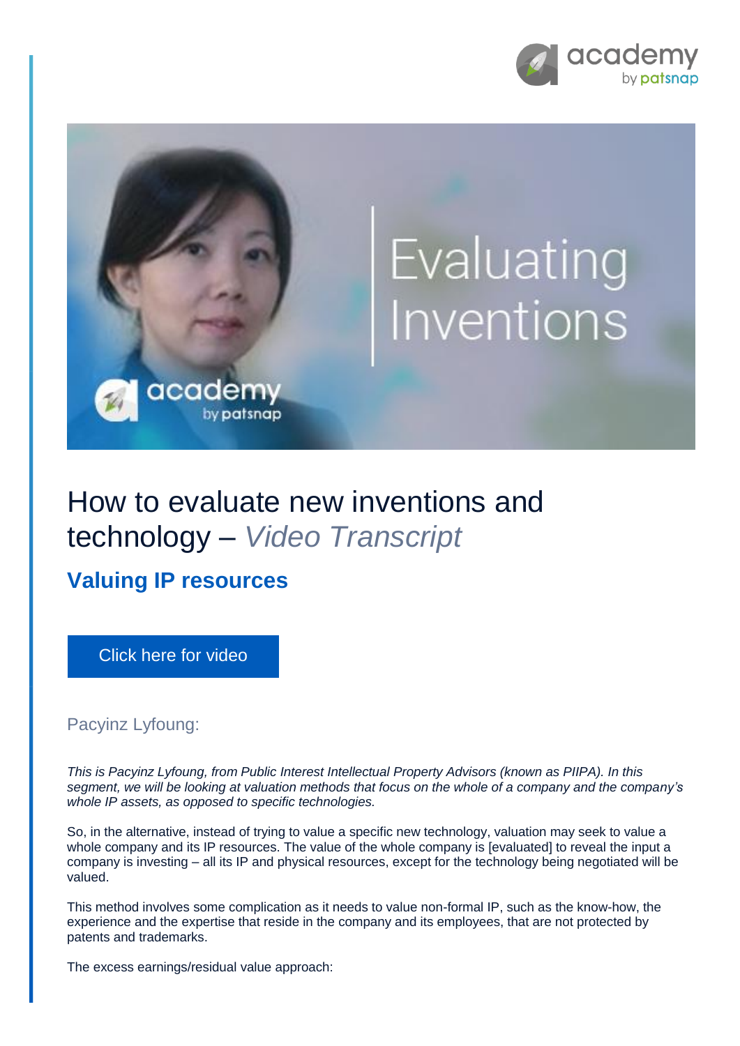# How to evaluate new inventions and technology – *Video Transcript*

## Valuing IP resources

Click here for video

Pacyinz Lyfoung:

*This is Pacyinz Lyfoung, from Public Interest Intellectual Property Advisors (known as PIIPA). In this segment, we will be looking at valuation methods that focus on the whole of a company and the company's whole IP assets, as opposed to specific technologies.*

So, in the alternative, instead of trying to value a specific new technology, valuation may seek to value a whole company and its IP resources. The value of the whole company is [evaluated] to reveal the input a company is investing – all its IP and physical resources, except for the technology being negotiated will be valued.

This method involves some complication as it needs to value non-formal IP, such as the know-how, the experience and the expertise that reside in the company and its employees, that are not protected by patents and trademarks.

The excess earnings/residual value approach: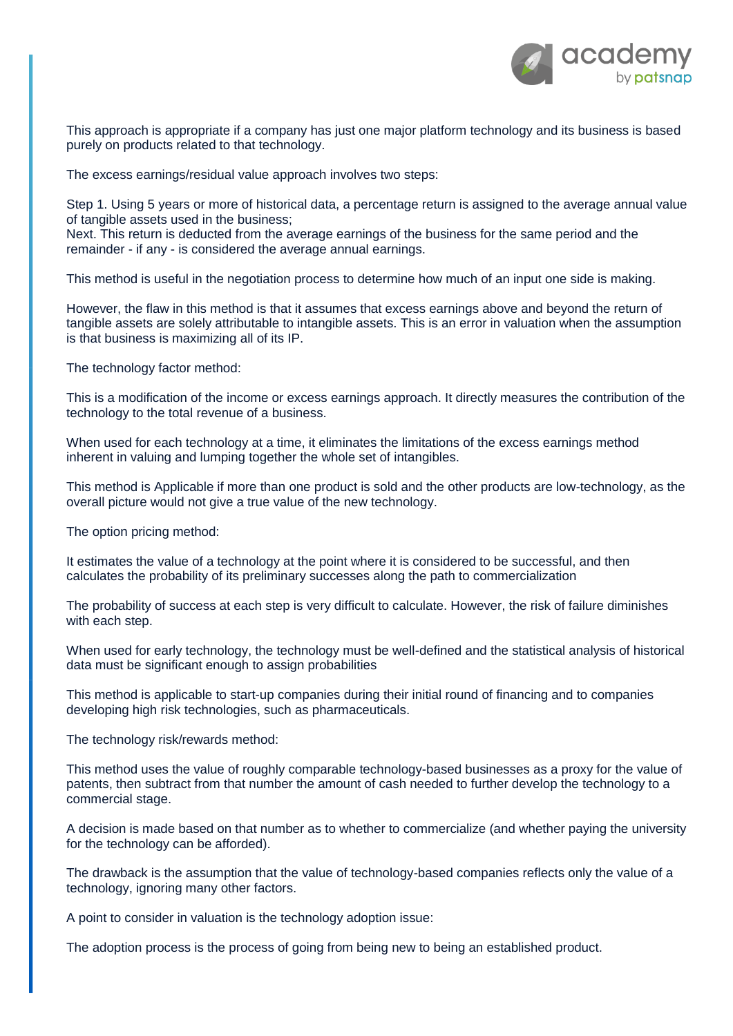This approach is appropriate if a company has just one major platform technology and its business is based purely on products related to that technology.

The excess earnings/residual value approach involves two steps:

Step 1. Using 5 years or more of historical data, a percentage return is assigned to the average annual value of tangible assets used in the business;
Next. This return is deducted from the average earnings of the business for the same period and the remainder - if any - is considered the average annual earnings.

This method is useful in the negotiation process to determine how much of an input one side is making.

However, the flaw in this method is that it assumes that excess earnings above and beyond the return of tangible assets are solely attributable to intangible assets. This is an error in valuation when the assumption is that business is maximizing all of its IP.

The technology factor method:

This is a modification of the income or excess earnings approach. It directly measures the contribution of the technology to the total revenue of a business.

When used for each technology at a time, it eliminates the limitations of the excess earnings method inherent in valuing and lumping together the whole set of intangibles.

This method is Applicable if more than one product is sold and the other products are low-technology, as the overall picture would not give a true value of the new technology.

The option pricing method:

It estimates the value of a technology at the point where it is considered to be successful, and then calculates the probability of its preliminary successes along the path to commercialization

The probability of success at each step is very difficult to calculate. However, the risk of failure diminishes with each step.

When used for early technology, the technology must be well-defined and the statistical analysis of historical data must be significant enough to assign probabilities

This method is applicable to start-up companies during their initial round of financing and to companies developing high risk technologies, such as pharmaceuticals.

The technology risk/rewards method:

This method uses the value of roughly comparable technology-based businesses as a proxy for the value of patents, then subtract from that number the amount of cash needed to further develop the technology to a commercial stage.

A decision is made based on that number as to whether to commercialize (and whether paying the university for the technology can be afforded).

The drawback is the assumption that the value of technology-based companies reflects only the value of a technology, ignoring many other factors.

A point to consider in valuation is the technology adoption issue:

The adoption process is the process of going from being new to being an established product.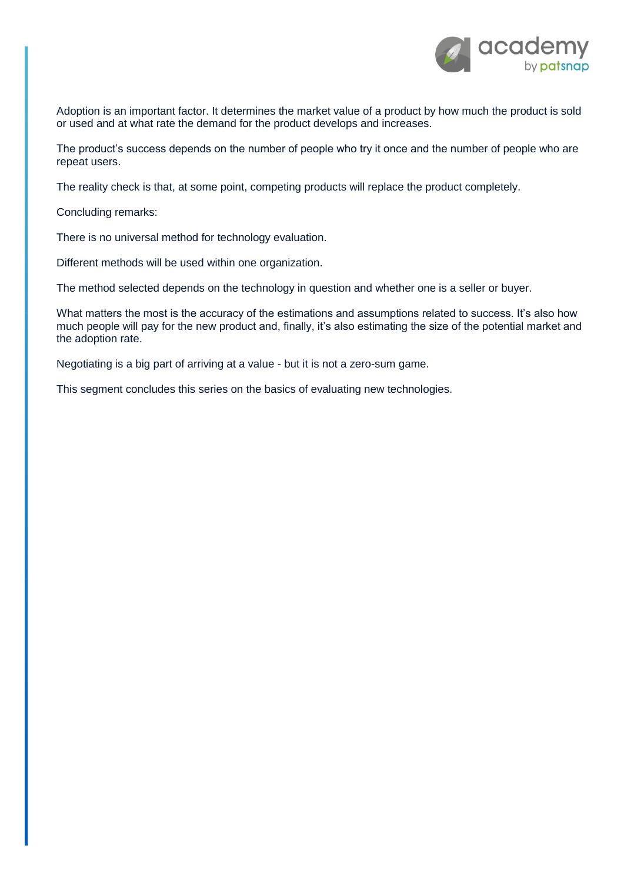Adoption is an important factor. It determines the market value of a product by how much the product is sold or used and at what rate the demand for the product develops and increases.

The product's success depends on the number of people who try it once and the number of people who are repeat users.

The reality check is that, at some point, competing products will replace the product completely.

Concluding remarks:

There is no universal method for technology evaluation.

Different methods will be used within one organization.

The method selected depends on the technology in question and whether one is a seller or buyer.

What matters the most is the accuracy of the estimations and assumptions related to success. It's also how much people will pay for the new product and, finally, it's also estimating the size of the potential market and the adoption rate.

Negotiating is a big part of arriving at a value - but it is not a zero-sum game.

This segment concludes this series on the basics of evaluating new technologies.